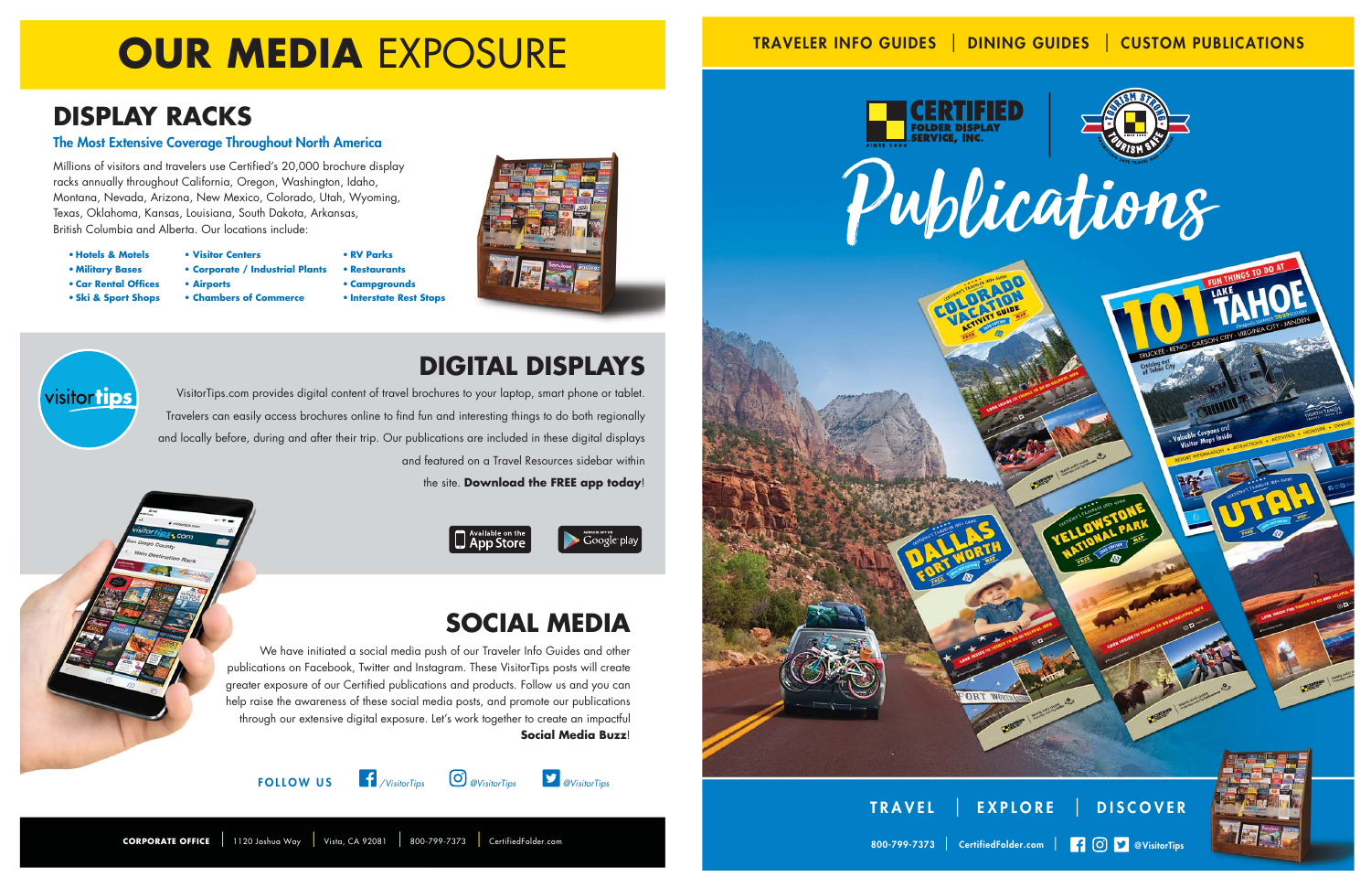# OUR MEDIA EXPOSURE

## DISPLAY RACKS

### The Most Extensive Coverage Throughout North America

Millions of visitors and travelers use Certified's 20,000 brochure display racks annually throughout California, Oregon, Washington, Idaho, Montana, Nevada, Arizona, New Mexico, Colorado, Utah, Wyoming, Texas, Oklahoma, Kansas, Louisiana, South Dakota, Arkansas, British Columbia and Alberta. Our locations include:

- **Hotels & Motels**
- **Military Bases**
- **Car Rental Offices**
- **Ski & Sport Shops**
- **Visitor Centers**
- **Corporate / Industrial Plants**
- **Airports**
- **Chambers of Commerce**
- **RV Parks**
- **Restaurants**
- **Campgrounds**
- **Interstate Rest Stops**

## DIGITAL DISPLAYS

VisitorTips.com provides digital content of travel brochures to your laptop, smart phone or tablet. Travelers can easily access brochures online to find fun and interesting things to do both regionally and locally before, during and after their trip. Our publications are included in these digital displays and featured on a Travel Resources sidebar within the site. **Download the FREE app today**!

Available on the App Store | Get it on Google play

## SOCIAL MEDIA

We have initiated a social media push of our Traveler Info Guides and other publications on Facebook, Twitter and Instagram. These VisitorTips posts will create greater exposure of our Certified publications and products. Follow us and you can help raise the awareness of these social media posts, and promote our publications through our extensive digital exposure. Let's work together to create an impactful **Social Media Buzz**!

**FOLLOW US** /VisitorTips | @VisitorTips | @VisitorTips

**CORPORATE OFFICE** | 1120 Joshua Way | Vista, CA 92081 | 800-799-7373 | CertifiedFolder.com

---

TRAVELER INFO GUIDES | DINING GUIDES | CUSTOM PUBLICATIONS

CERTIFIED FOLDER DISPLAY SERVICE, INC. SINCE 1999

# Publications

TRAVEL | EXPLORE | DISCOVER

800-799-7373 | CertifiedFolder.com | @VisitorTips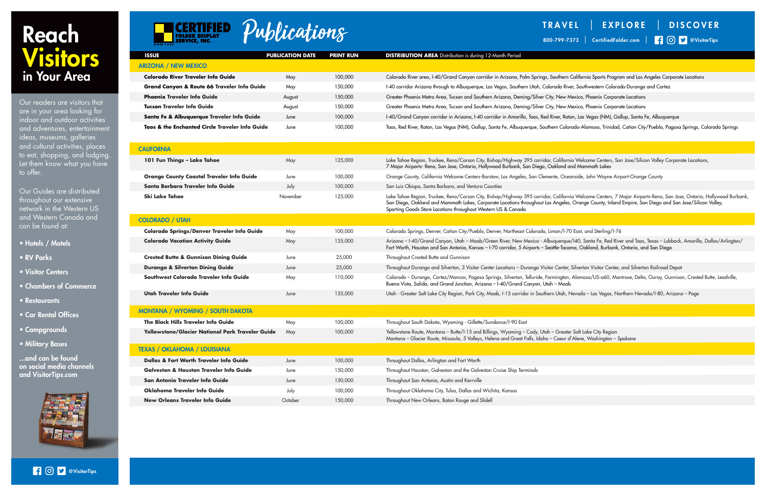# Reach Visitors in Your Area

Our readers are visitors that are in your area looking for indoor and outdoor activities and adventures, entertainment ideas, museums, galleries and cultural activities, places to eat, shopping, and lodging. Let them know what you have to offer.

Our Guides are distributed throughout our extensive network in the Western US and Western Canada and can be found at:

- Hotels / Motels
- RV Parks
- Visitor Centers
- Chambers of Commerce
- Restaurants
- Car Rental Offices
- Campgrounds
- Military Bases

...and can be found on social media channels and VisitorTips.com

@VisitorTips

# CERTIFIED FOLDER DISPLAY SERVICE, INC. Publications

SINCE 1988

TRAVEL | EXPLORE | DISCOVER

800-799-7373 | CertifiedFolder.com | @VisitorTips

| ISSUE | PUBLICATION DATE | PRINT RUN | DISTRIBUTION AREA Distribution is during 12-Month Period |
|---|---|---|---|
| **ARIZONA / NEW MEXICO** | | | |
| **Colorado River Traveler Info Guide** | May | 100,000 | Colorado River area, I-40/Grand Canyon corridor in Arizona, Palm Springs, Southern California Sports Program and Los Angeles Corporate Locations |
| **Grand Canyon & Route 66 Traveler Info Guide** | May | 150,000 | I-40 corridor Arizona through to Albuquerque, Las Vegas, Southern Utah, Colorado River, Southwestern Colorado-Durango and Cortez |
| **Phoenix Traveler Info Guide** | August | 150,000 | Greater Phoenix Metro Area, Tucson and Southern Arizona, Deming/Silver City, New Mexico, Phoenix Corporate Locations |
| **Tucson Traveler Info Guide** | August | 150,000 | Greater Phoenix Metro Area, Tucson and Southern Arizona, Deming/Silver City, New Mexico, Phoenix Corporate Locations |
| **Santa Fe & Albuquerque Traveler Info Guide** | June | 100,000 | I-40/Grand Canyon corridor in Arizona, I-40 corridor in Amarillo, Taos, Red River, Raton, Las Vegas (NM), Gallup, Santa Fe, Albuquerque |
| **Taos & the Enchanted Circle Traveler Info Guide** | June | 100,000 | Taos, Red River, Raton, Las Vegas (NM), Gallup, Santa Fe, Albuquerque, Southern Colorado-Alamosa, Trinidad, Cañon City/Pueblo, Pagosa Springs, Colorado Springs |
| **CALIFORNIA** | | | |
| **101 Fun Things – Lake Tahoe** | May | 125,000 | Lake Tahoe Region, Truckee, Reno/Carson City, Bishop/Highway 395 corridor, California Welcome Centers, San Jose/Silicon Valley Corporate Locations, 7 Major Airports- Reno, San Jose, Ontario, Hollywood Burbank, San Diego, Oakland and Mammoth Lakes |
| **Orange County Coastal Traveler Info Guide** | June | 100,000 | Orange County, California Welcome Centers-Barstow, Los Angeles, San Clemente, Oceanside, John Wayne Airport-Orange County |
| **Santa Barbara Traveler Info Guide** | July | 100,000 | San Luis Obispo, Santa Barbara, and Ventura Counties |
| **Ski Lake Tahoe** | November | 125,000 | Lake Tahoe Region, Truckee, Reno/Carson City, Bishop/Highway 395 corridor, California Welcome Centers, 7 Major Airports-Reno, San Jose, Ontario, Hollywood Burbank, San Diego, Oakland and Mammoth Lakes, Corporate Locations throughout Los Angeles, Orange County, Inland Empire, San Diego and San Jose/Silicon Valley, Sporting Goods Store Locations throughout Western US & Canada |
| **COLORADO / UTAH** | | | |
| **Colorado Springs/Denver Traveler Info Guide** | May | 100,000 | Colorado Springs, Denver, Cañon City/Pueblo, Denver, Northeast Colorado, Limon/I-70 East, and Sterling/I-76 |
| **Colorado Vacation Activity Guide** | May | 135,000 | Arizona – I-40/Grand Canyon, Utah – Moab/Green River, New Mexico - Albuquerque/I40, Santa Fe, Red River and Taos, Texas – Lubbock, Amarillo, Dallas/Arlington/ Fort Worth, Houston and San Antonio, Kansas – I-70 corridor, 5 Airports – Seattle-Tacoma, Oakland, Burbank, Ontario, and San Diego |
| **Crested Butte & Gunnison Dining Guide** | June | 25,000 | Throughout Crested Butte and Gunnison |
| **Durango & Silverton Dining Guide** | June | 25,000 | Throughout Durango and Silverton, 3 Visitor Center Locations – Durango Visitor Center, Silverton Visitor Center, and Silverton Railroad Depot |
| **Southwest Colorado Traveler Info Guide** | May | 110,000 | Colorado – Durango, Cortez/Mancos, Pagosa Springs, Silverton, Telluride, Farmington, Alamosa/US-a60, Montrose, Delta, Ouray, Gunnison, Crested Butte, Leadville, Buena Vista, Salida, and Grand Junction, Arizona – I-40/Grand Canyon, Utah – Moab |
| **Utah Traveler Info Guide** | June | 135,000 | Utah - Greater Salt Lake City Region, Park City, Moab, I-15 corridor in Southern Utah, Nevada – Las Vegas, Northern Nevada/I-80, Arizona – Page |
| **MONTANA / WYOMING / SOUTH DAKOTA** | | | |
| **The Black Hills Traveler Info Guide** | May | 100,000 | Throughout South Dakota, Wyoming - Gillette/Sundance/I-90 East |
| **Yellowstone/Glacier National Park Traveler Guide** | May | 100,000 | Yellowstone Route, Montana – Butte/I-15 and Billings, Wyoming – Cody, Utah – Greater Salt Lake City Region Montana – Glacier Route, Missoula, 5 Valleys, Helena and Great Falls, Idaho – Coeur d'Alene, Washington – Spokane |
| **TEXAS / OKLAHOMA / LOUISIANA** | | | |
| **Dallas & Fort Worth Traveler Info Guide** | June | 100,000 | Throughout Dallas, Arlington and Fort Worth |
| **Galveston & Houston Traveler Info Guide** | June | 150,000 | Throughout Houston, Galveston and the Galveston Cruise Ship Terminals |
| **San Antonio Traveler Info Guide** | June | 150,000 | Throughout San Antonio, Austin and Kerrville |
| **Oklahoma Traveler Info Guide** | July | 100,000 | Throughout Oklahoma City, Tulsa, Dallas and Wichita, Kansas |
| **New Orleans Traveler Info Guide** | October | 150,000 | Throughout New Orleans, Baton Rouge and Slidell |